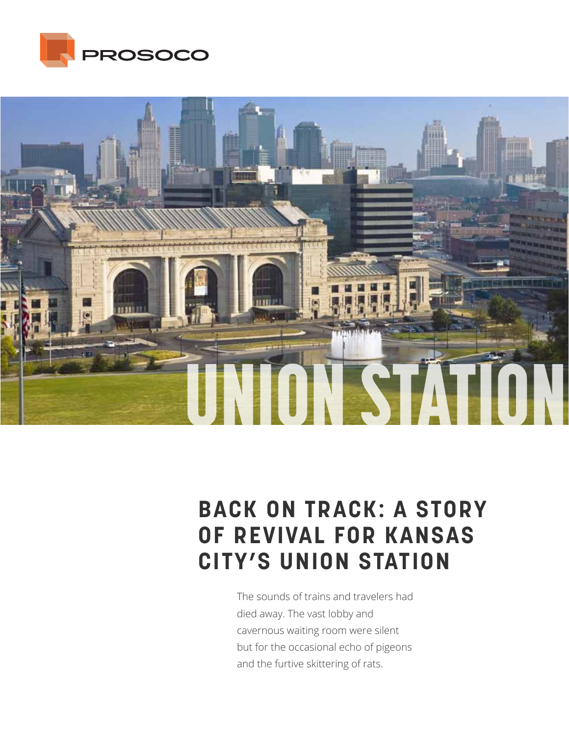PROSOCO

UNION STATION

# BACK ON TRACK: A STORY OF REVIVAL FOR KANSAS CITY'S UNION STATION

The sounds of trains and travelers had died away. The vast lobby and cavernous waiting room were silent but for the occasional echo of pigeons and the furtive skittering of rats.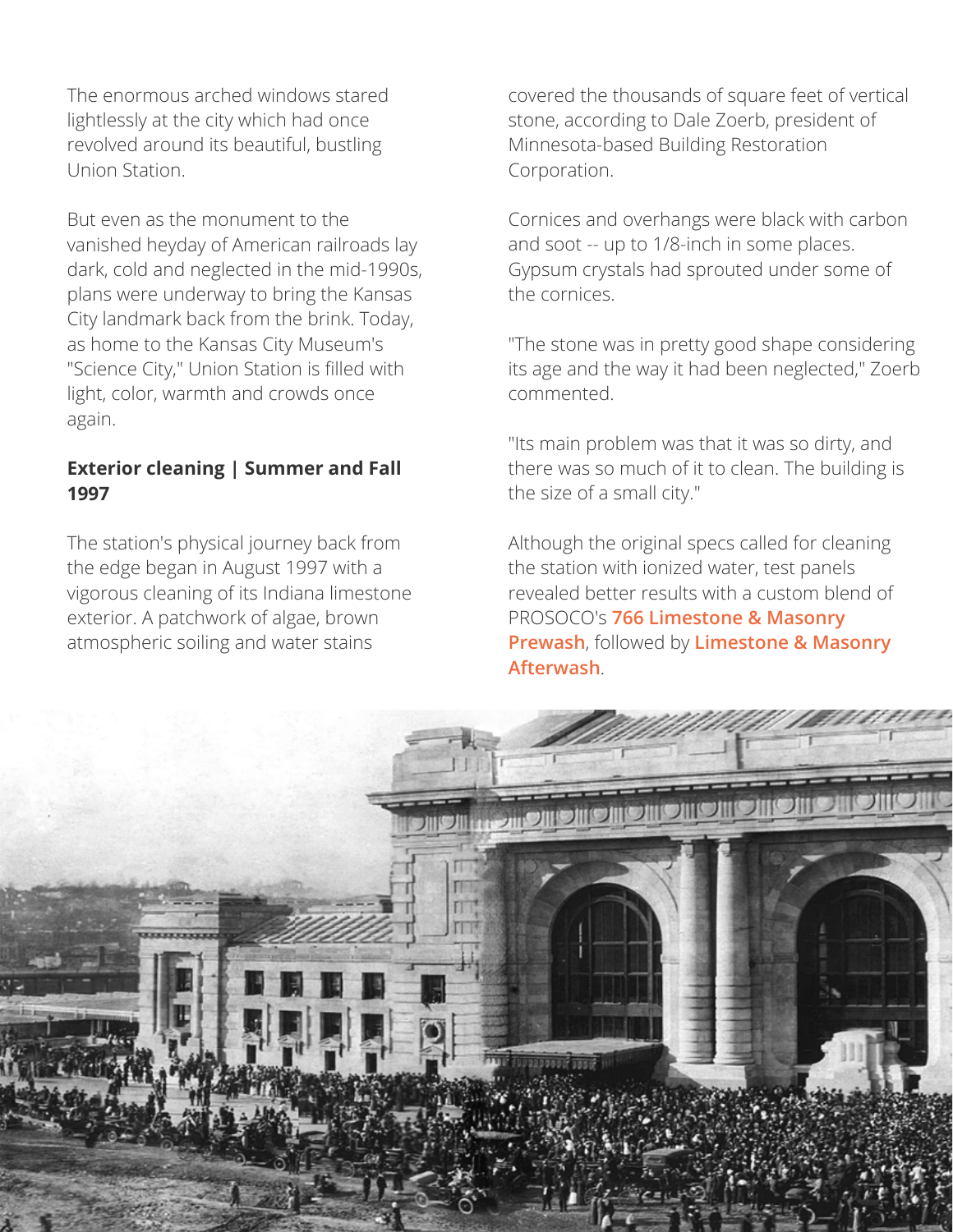The enormous arched windows stared lightlessly at the city which had once revolved around its beautiful, bustling Union Station.

But even as the monument to the vanished heyday of American railroads lay dark, cold and neglected in the mid-1990s, plans were underway to bring the Kansas City landmark back from the brink. Today, as home to the Kansas City Museum's "Science City," Union Station is filled with light, color, warmth and crowds once again.

**Exterior cleaning | Summer and Fall 1997**

The station's physical journey back from the edge began in August 1997 with a vigorous cleaning of its Indiana limestone exterior. A patchwork of algae, brown atmospheric soiling and water stains covered the thousands of square feet of vertical stone, according to Dale Zoerb, president of Minnesota-based Building Restoration Corporation.

Cornices and overhangs were black with carbon and soot -- up to 1/8-inch in some places. Gypsum crystals had sprouted under some of the cornices.

"The stone was in pretty good shape considering its age and the way it had been neglected," Zoerb commented.

"Its main problem was that it was so dirty, and there was so much of it to clean. The building is the size of a small city."

Although the original specs called for cleaning the station with ionized water, test panels revealed better results with a custom blend of PROSOCO's **766 Limestone & Masonry Prewash**, followed by **Limestone & Masonry Afterwash**.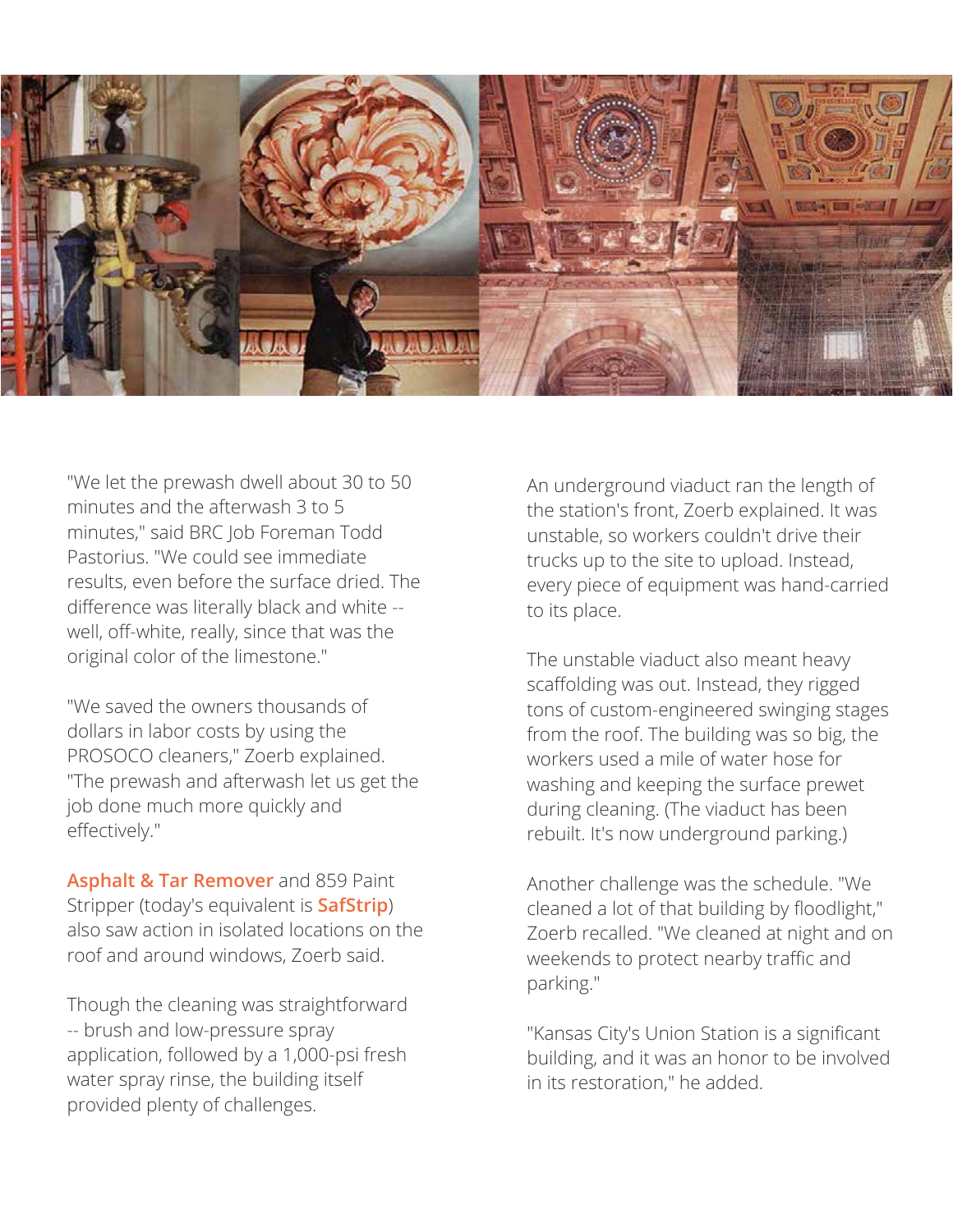"We let the prewash dwell about 30 to 50 minutes and the afterwash 3 to 5 minutes," said BRC Job Foreman Todd Pastorius. "We could see immediate results, even before the surface dried. The difference was literally black and white -- well, off-white, really, since that was the original color of the limestone."

"We saved the owners thousands of dollars in labor costs by using the PROSOCO cleaners," Zoerb explained. "The prewash and afterwash let us get the job done much more quickly and effectively."

**Asphalt & Tar Remover** and 859 Paint Stripper (today's equivalent is **SafStrip**) also saw action in isolated locations on the roof and around windows, Zoerb said.

Though the cleaning was straightforward -- brush and low-pressure spray application, followed by a 1,000-psi fresh water spray rinse, the building itself provided plenty of challenges.

An underground viaduct ran the length of the station's front, Zoerb explained. It was unstable, so workers couldn't drive their trucks up to the site to upload. Instead, every piece of equipment was hand-carried to its place.

The unstable viaduct also meant heavy scaffolding was out. Instead, they rigged tons of custom-engineered swinging stages from the roof. The building was so big, the workers used a mile of water hose for washing and keeping the surface prewet during cleaning. (The viaduct has been rebuilt. It's now underground parking.)

Another challenge was the schedule. "We cleaned a lot of that building by floodlight," Zoerb recalled. "We cleaned at night and on weekends to protect nearby traffic and parking."

"Kansas City's Union Station is a significant building, and it was an honor to be involved in its restoration," he added.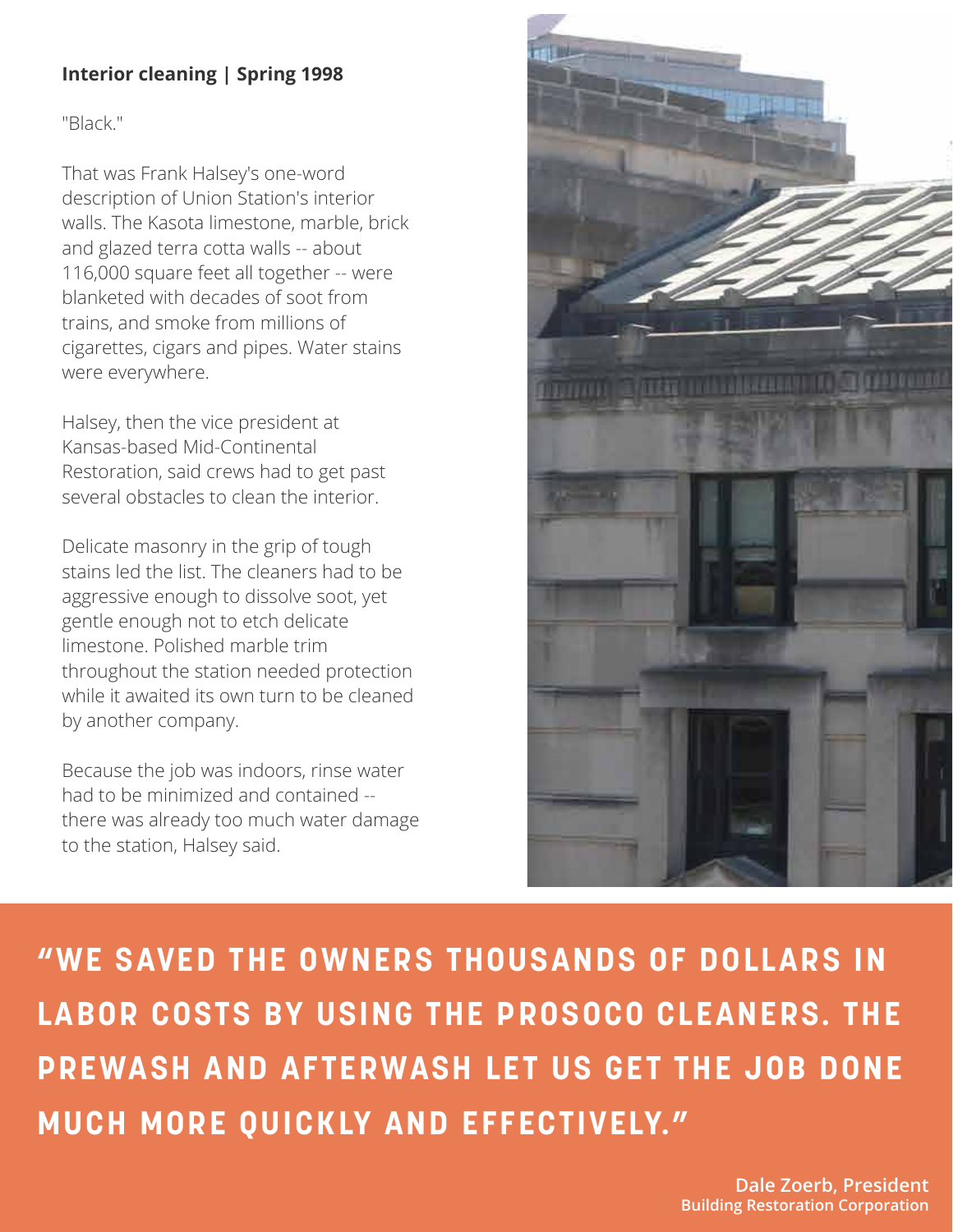**Interior cleaning | Spring 1998**

"Black."

That was Frank Halsey's one-word description of Union Station's interior walls. The Kasota limestone, marble, brick and glazed terra cotta walls -- about 116,000 square feet all together -- were blanketed with decades of soot from trains, and smoke from millions of cigarettes, cigars and pipes. Water stains were everywhere.

Halsey, then the vice president at Kansas-based Mid-Continental Restoration, said crews had to get past several obstacles to clean the interior.

Delicate masonry in the grip of tough stains led the list. The cleaners had to be aggressive enough to dissolve soot, yet gentle enough not to etch delicate limestone. Polished marble trim throughout the station needed protection while it awaited its own turn to be cleaned by another company.

Because the job was indoors, rinse water had to be minimized and contained -- there was already too much water damage to the station, Halsey said.

**"WE SAVED THE OWNERS THOUSANDS OF DOLLARS IN LABOR COSTS BY USING THE PROSOCO CLEANERS. THE PREWASH AND AFTERWASH LET US GET THE JOB DONE MUCH MORE QUICKLY AND EFFECTIVELY."**

**Dale Zoerb, President**
**Building Restoration Corporation**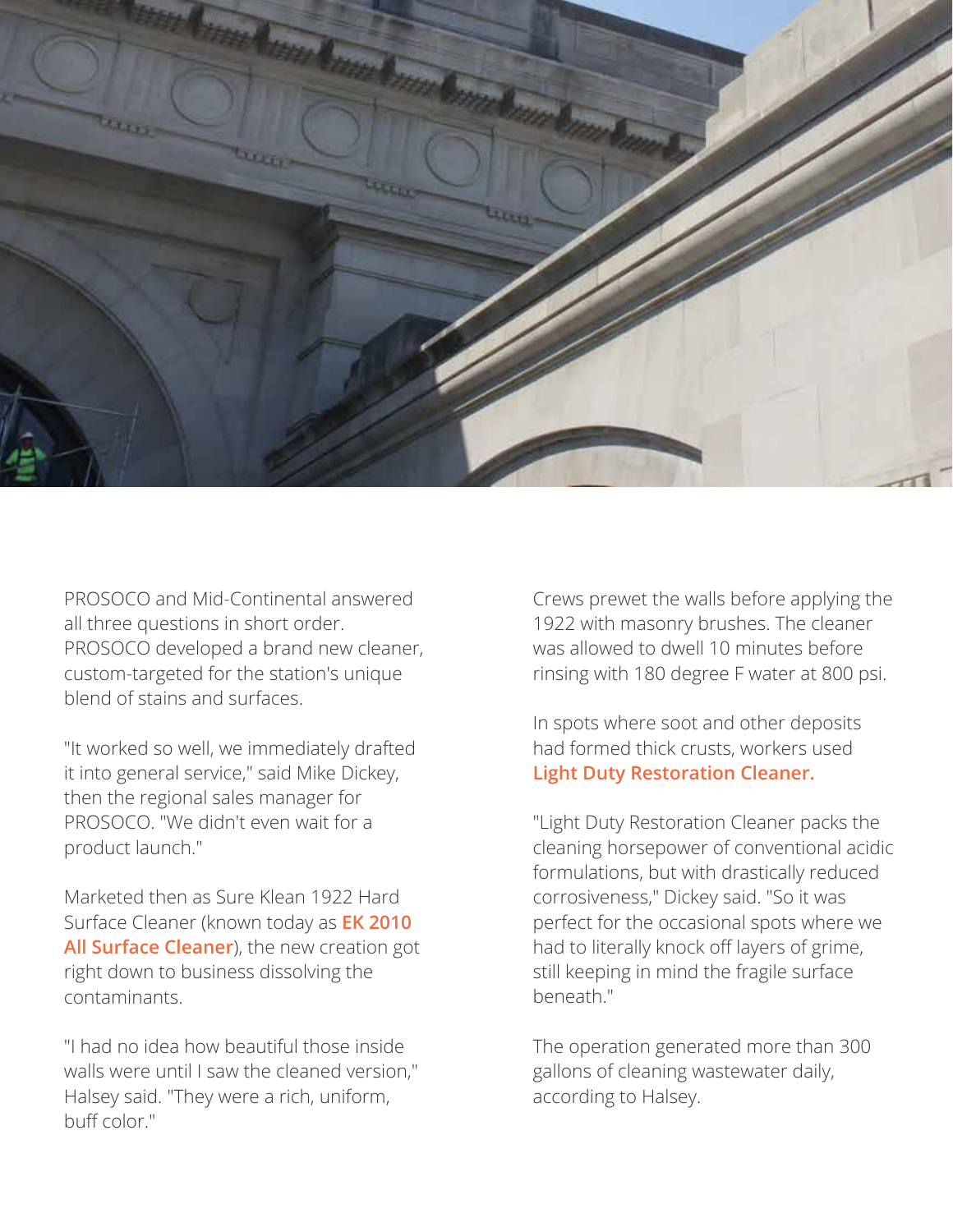PROSOCO and Mid-Continental answered all three questions in short order. PROSOCO developed a brand new cleaner, custom-targeted for the station's unique blend of stains and surfaces.

"It worked so well, we immediately drafted it into general service," said Mike Dickey, then the regional sales manager for PROSOCO. "We didn't even wait for a product launch."

Marketed then as Sure Klean 1922 Hard Surface Cleaner (known today as **EK 2010 All Surface Cleaner**), the new creation got right down to business dissolving the contaminants.

"I had no idea how beautiful those inside walls were until I saw the cleaned version," Halsey said. "They were a rich, uniform, buff color."

Crews prewet the walls before applying the 1922 with masonry brushes. The cleaner was allowed to dwell 10 minutes before rinsing with 180 degree F water at 800 psi.

In spots where soot and other deposits had formed thick crusts, workers used **Light Duty Restoration Cleaner.**

"Light Duty Restoration Cleaner packs the cleaning horsepower of conventional acidic formulations, but with drastically reduced corrosiveness," Dickey said. "So it was perfect for the occasional spots where we had to literally knock off layers of grime, still keeping in mind the fragile surface beneath."

The operation generated more than 300 gallons of cleaning wastewater daily, according to Halsey.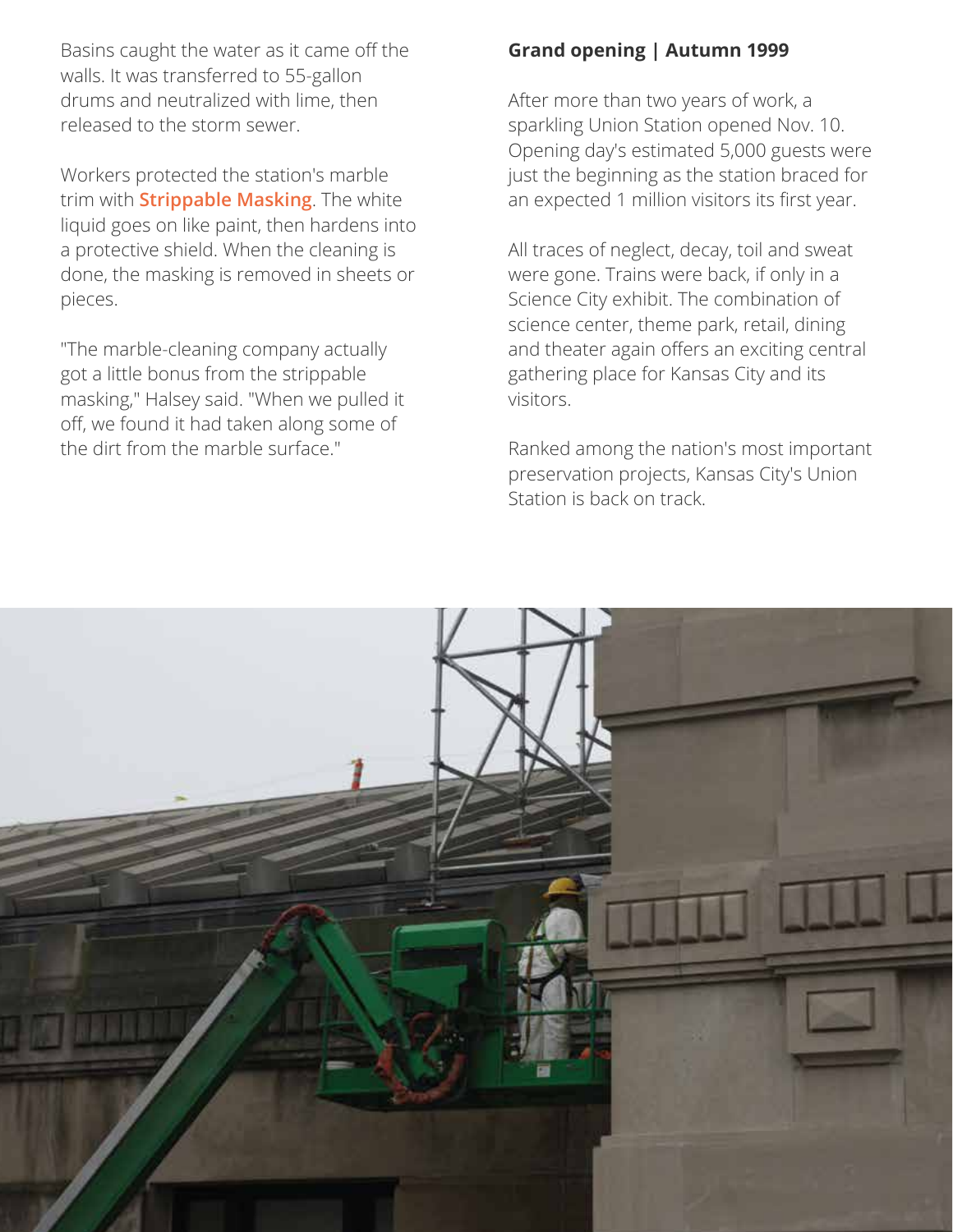Basins caught the water as it came off the walls. It was transferred to 55-gallon drums and neutralized with lime, then released to the storm sewer.

Workers protected the station's marble trim with **Strippable Masking**. The white liquid goes on like paint, then hardens into a protective shield. When the cleaning is done, the masking is removed in sheets or pieces.

"The marble-cleaning company actually got a little bonus from the strippable masking," Halsey said. "When we pulled it off, we found it had taken along some of the dirt from the marble surface."

**Grand opening | Autumn 1999**

After more than two years of work, a sparkling Union Station opened Nov. 10. Opening day's estimated 5,000 guests were just the beginning as the station braced for an expected 1 million visitors its first year.

All traces of neglect, decay, toil and sweat were gone. Trains were back, if only in a Science City exhibit. The combination of science center, theme park, retail, dining and theater again offers an exciting central gathering place for Kansas City and its visitors.

Ranked among the nation's most important preservation projects, Kansas City's Union Station is back on track.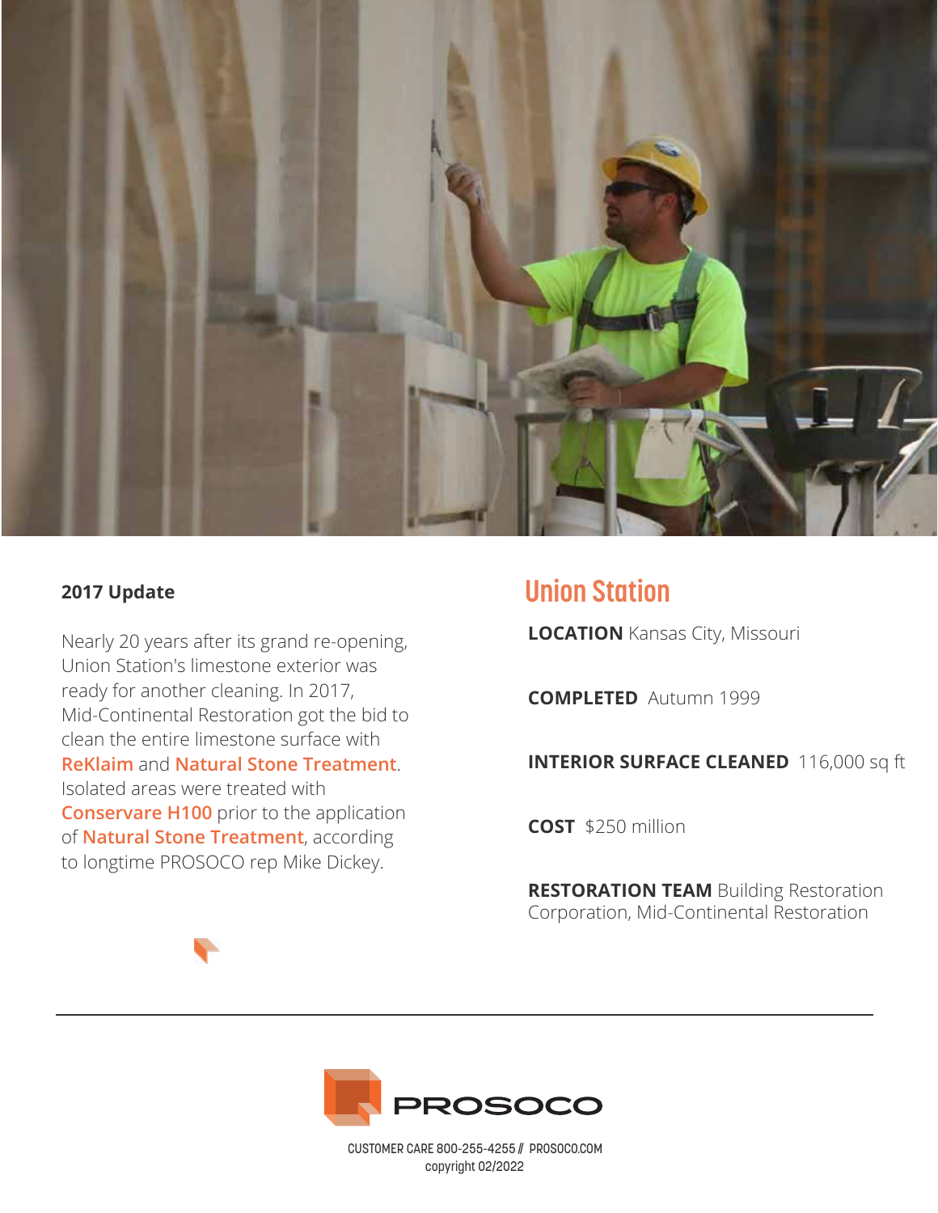## 2017 Update

Nearly 20 years after its grand re-opening, Union Station's limestone exterior was ready for another cleaning. In 2017, Mid-Continental Restoration got the bid to clean the entire limestone surface with ReKlaim and Natural Stone Treatment. Isolated areas were treated with Conservare H100 prior to the application of Natural Stone Treatment, according to longtime PROSOCO rep Mike Dickey.

## Union Station

**LOCATION** Kansas City, Missouri

**COMPLETED** Autumn 1999

**INTERIOR SURFACE CLEANED** 116,000 sq ft

**COST** $250 million

**RESTORATION TEAM** Building Restoration Corporation, Mid-Continental Restoration

PROSOCO

CUSTOMER CARE 800-255-4255 // PROSOCO.COM
copyright 02/2022